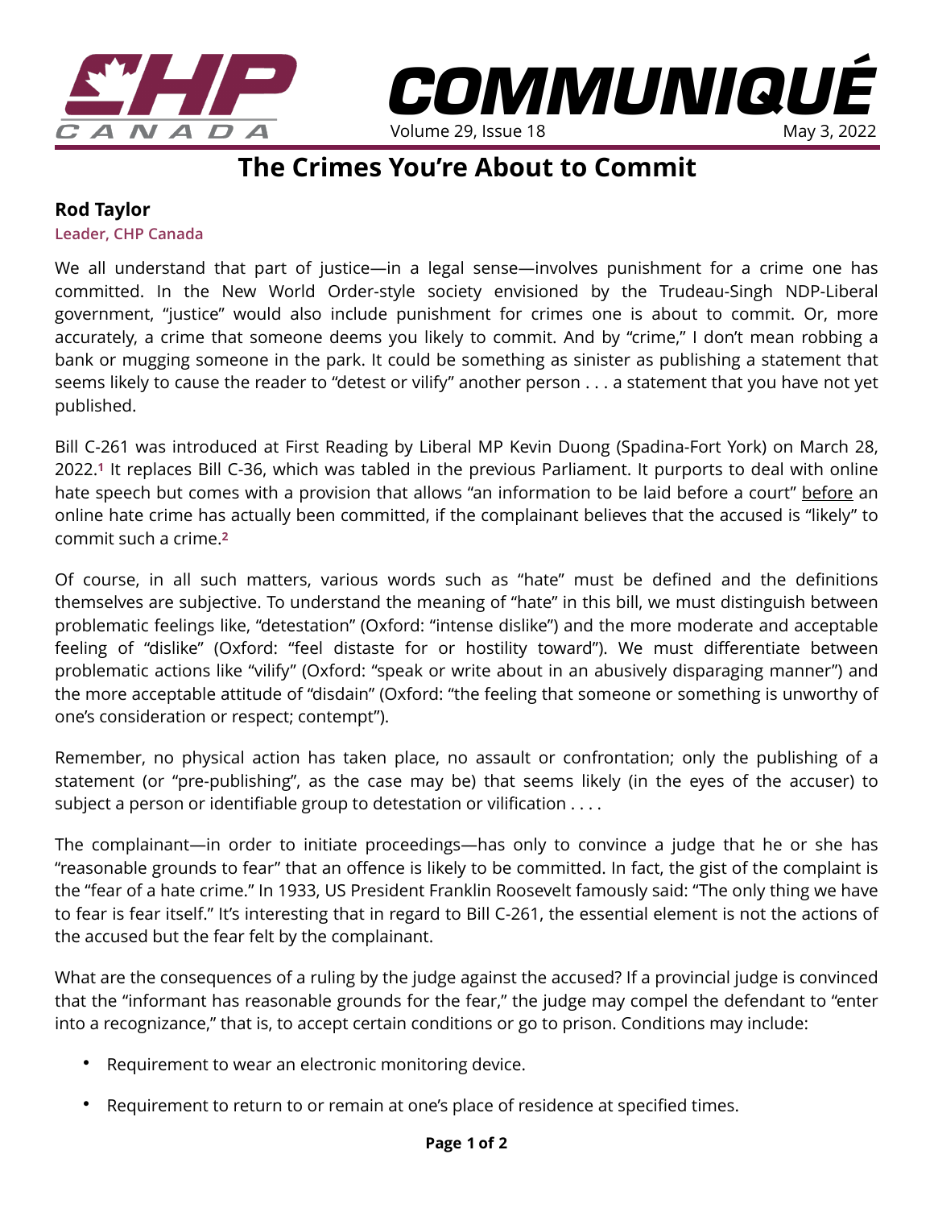# The Crimes You're About to Commit

**Rod Taylor**
**Leader, CHP Canada**

We all understand that part of justice—in a legal sense—involves punishment for a crime one has committed. In the New World Order-style society envisioned by the Trudeau-Singh NDP-Liberal government, "justice" would also include punishment for crimes one is about to commit. Or, more accurately, a crime that someone deems you likely to commit. And by "crime," I don't mean robbing a bank or mugging someone in the park. It could be something as sinister as publishing a statement that seems likely to cause the reader to "detest or vilify" another person . . . a statement that you have not yet published.

Bill C-261 was introduced at First Reading by Liberal MP Kevin Duong (Spadina-Fort York) on March 28, 2022.[1] It replaces Bill C-36, which was tabled in the previous Parliament. It purports to deal with online hate speech but comes with a provision that allows "an information to be laid before a court" before an online hate crime has actually been committed, if the complainant believes that the accused is "likely" to commit such a crime.[2]

Of course, in all such matters, various words such as "hate" must be defined and the definitions themselves are subjective. To understand the meaning of "hate" in this bill, we must distinguish between problematic feelings like, "detestation" (Oxford: "intense dislike") and the more moderate and acceptable feeling of "dislike" (Oxford: "feel distaste for or hostility toward"). We must differentiate between problematic actions like "vilify" (Oxford: "speak or write about in an abusively disparaging manner") and the more acceptable attitude of "disdain" (Oxford: "the feeling that someone or something is unworthy of one's consideration or respect; contempt").

Remember, no physical action has taken place, no assault or confrontation; only the publishing of a statement (or "pre-publishing", as the case may be) that seems likely (in the eyes of the accuser) to subject a person or identifiable group to detestation or vilification . . . .

The complainant—in order to initiate proceedings—has only to convince a judge that he or she has "reasonable grounds to fear" that an offence is likely to be committed. In fact, the gist of the complaint is the "fear of a hate crime." In 1933, US President Franklin Roosevelt famously said: "The only thing we have to fear is fear itself." It's interesting that in regard to Bill C-261, the essential element is not the actions of the accused but the fear felt by the complainant.

What are the consequences of a ruling by the judge against the accused? If a provincial judge is convinced that the "informant has reasonable grounds for the fear," the judge may compel the defendant to "enter into a recognizance," that is, to accept certain conditions or go to prison. Conditions may include:

- Requirement to wear an electronic monitoring device.
- Requirement to return to or remain at one's place of residence at specified times.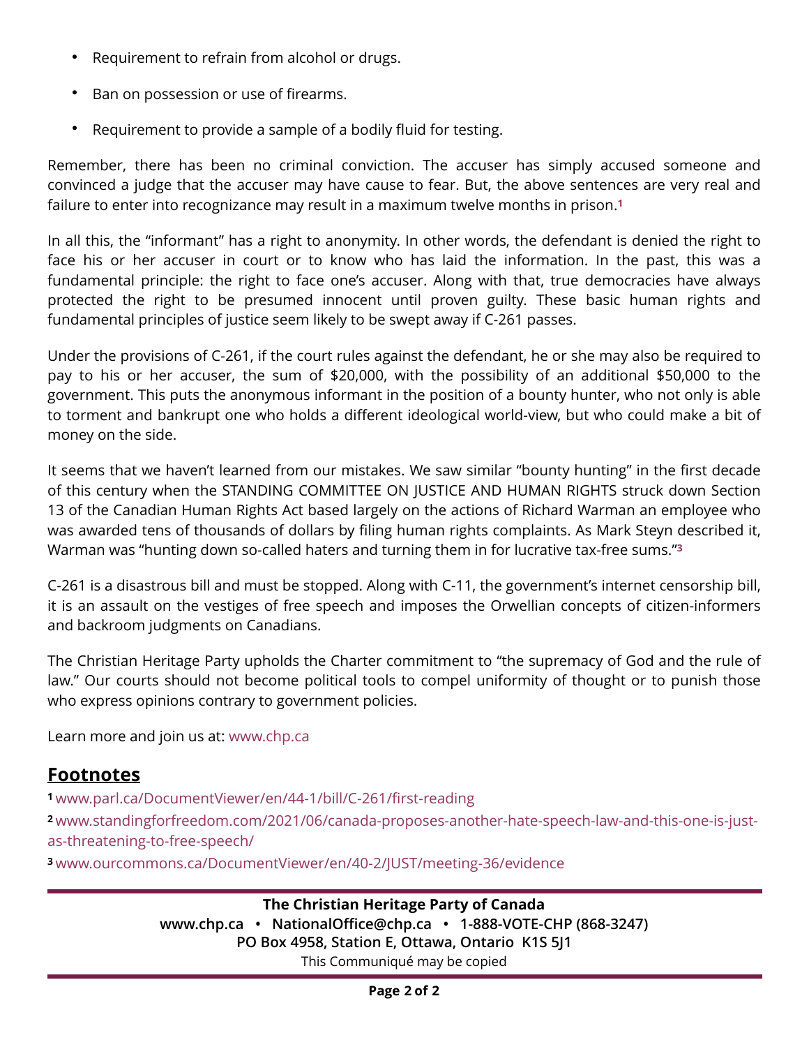- Requirement to refrain from alcohol or drugs.
- Ban on possession or use of firearms.
- Requirement to provide a sample of a bodily fluid for testing.

Remember, there has been no criminal conviction. The accuser has simply accused someone and convinced a judge that the accuser may have cause to fear. But, the above sentences are very real and failure to enter into recognizance may result in a maximum twelve months in prison.[1]

In all this, the "informant" has a right to anonymity. In other words, the defendant is denied the right to face his or her accuser in court or to know who has laid the information. In the past, this was a fundamental principle: the right to face one's accuser. Along with that, true democracies have always protected the right to be presumed innocent until proven guilty. These basic human rights and fundamental principles of justice seem likely to be swept away if C-261 passes.

Under the provisions of C-261, if the court rules against the defendant, he or she may also be required to pay to his or her accuser, the sum of $20,000, with the possibility of an additional $50,000 to the government. This puts the anonymous informant in the position of a bounty hunter, who not only is able to torment and bankrupt one who holds a different ideological world-view, but who could make a bit of money on the side.

It seems that we haven't learned from our mistakes. We saw similar "bounty hunting" in the first decade of this century when the STANDING COMMITTEE ON JUSTICE AND HUMAN RIGHTS struck down Section 13 of the Canadian Human Rights Act based largely on the actions of Richard Warman an employee who was awarded tens of thousands of dollars by filing human rights complaints. As Mark Steyn described it, Warman was "hunting down so-called haters and turning them in for lucrative tax-free sums."[3]

C-261 is a disastrous bill and must be stopped. Along with C-11, the government's internet censorship bill, it is an assault on the vestiges of free speech and imposes the Orwellian concepts of citizen-informers and backroom judgments on Canadians.

The Christian Heritage Party upholds the Charter commitment to "the supremacy of God and the rule of law." Our courts should not become political tools to compel uniformity of thought or to punish those who express opinions contrary to government policies.

Learn more and join us at: www.chp.ca

## Footnotes

[1] www.parl.ca/DocumentViewer/en/44-1/bill/C-261/first-reading

[2] www.standingforfreedom.com/2021/06/canada-proposes-another-hate-speech-law-and-this-one-is-just-as-threatening-to-free-speech/

[3] www.ourcommons.ca/DocumentViewer/en/40-2/JUST/meeting-36/evidence

**The Christian Heritage Party of Canada**
**www.chp.ca • NationalOffice@chp.ca • 1-888-VOTE-CHP (868-3247)**
**PO Box 4958, Station E, Ottawa, Ontario K1S 5J1**
This Communiqué may be copied